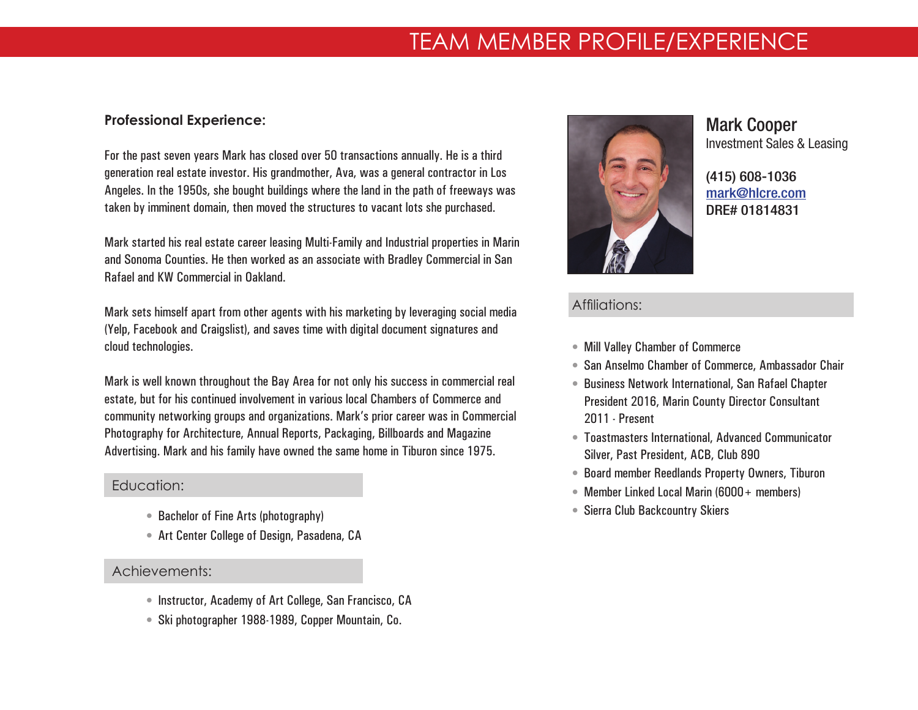# TEAM MEMBER PROFILE/EXPERIENCE

## Mark Cooper

Investment Sales & Leasing

(415) 608-1036
mark@hlcre.com
DRE# 01814831

### Professional Experience:

For the past seven years Mark has closed over 50 transactions annually. He is a third generation real estate investor. His grandmother, Ava, was a general contractor in Los Angeles. In the 1950s, she bought buildings where the land in the path of freeways was taken by imminent domain, then moved the structures to vacant lots she purchased.

Mark started his real estate career leasing Multi-Family and Industrial properties in Marin and Sonoma Counties. He then worked as an associate with Bradley Commercial in San Rafael and KW Commercial in Oakland.

Mark sets himself apart from other agents with his marketing by leveraging social media (Yelp, Facebook and Craigslist), and saves time with digital document signatures and cloud technologies.

Mark is well known throughout the Bay Area for not only his success in commercial real estate, but for his continued involvement in various local Chambers of Commerce and community networking groups and organizations. Mark's prior career was in Commercial Photography for Architecture, Annual Reports, Packaging, Billboards and Magazine Advertising. Mark and his family have owned the same home in Tiburon since 1975.

### Education:

- Bachelor of Fine Arts (photography)
- Art Center College of Design, Pasadena, CA

### Achievements:

- Instructor, Academy of Art College, San Francisco, CA
- Ski photographer 1988-1989, Copper Mountain, Co.

### Affiliations:

- Mill Valley Chamber of Commerce
- San Anselmo Chamber of Commerce, Ambassador Chair
- Business Network International, San Rafael Chapter President 2016, Marin County Director Consultant 2011 - Present
- Toastmasters International, Advanced Communicator Silver, Past President, ACB, Club 890
- Board member Reedlands Property Owners, Tiburon
- Member Linked Local Marin (6000+ members)
- Sierra Club Backcountry Skiers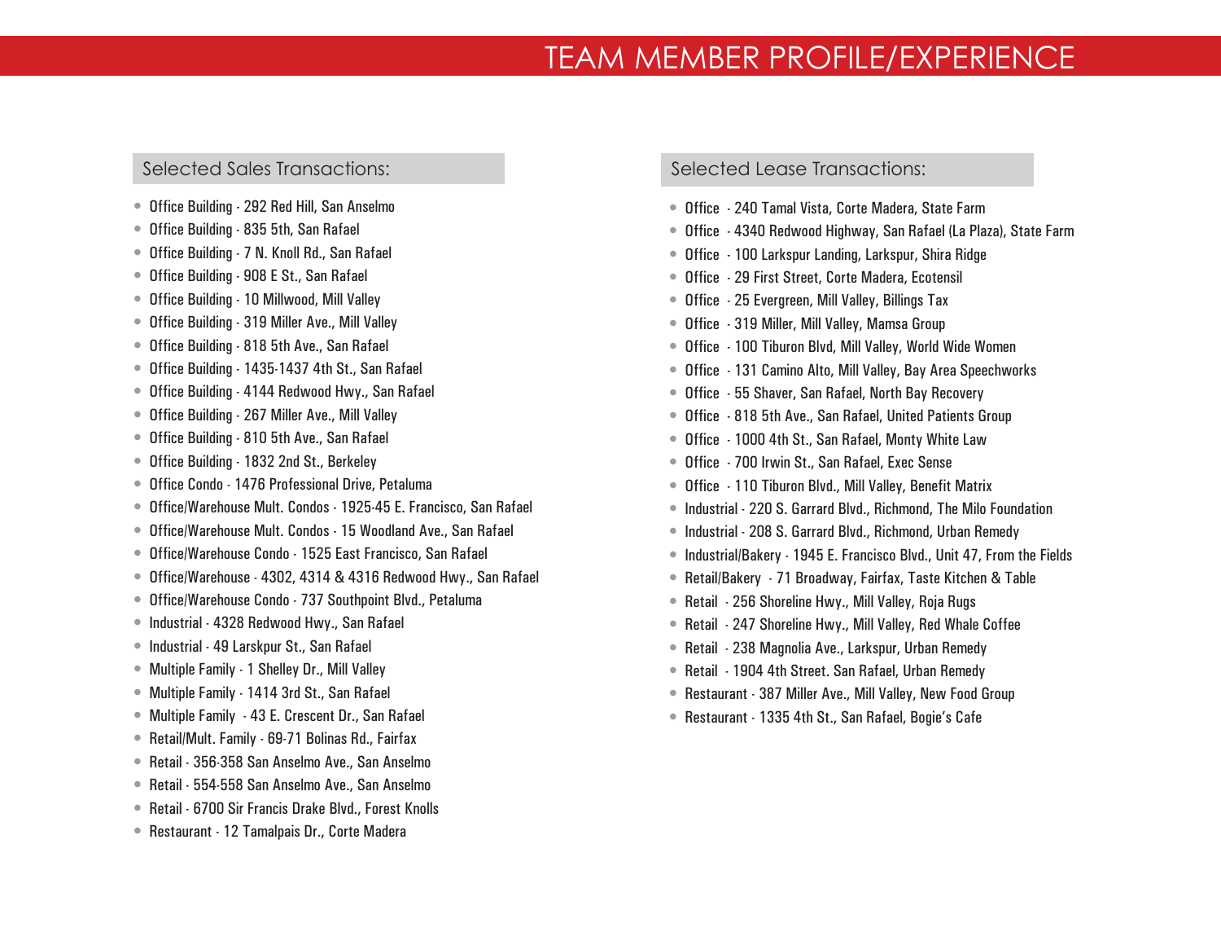# TEAM MEMBER PROFILE/EXPERIENCE

## Selected Sales Transactions:

- Office Building - 292 Red Hill, San Anselmo
- Office Building - 835 5th, San Rafael
- Office Building - 7 N. Knoll Rd., San Rafael
- Office Building - 908 E St., San Rafael
- Office Building - 10 Millwood, Mill Valley
- Office Building - 319 Miller Ave., Mill Valley
- Office Building - 818 5th Ave., San Rafael
- Office Building - 1435-1437 4th St., San Rafael
- Office Building - 4144 Redwood Hwy., San Rafael
- Office Building - 267 Miller Ave., Mill Valley
- Office Building - 810 5th Ave., San Rafael
- Office Building - 1832 2nd St., Berkeley
- Office Condo - 1476 Professional Drive, Petaluma
- Office/Warehouse Mult. Condos - 1925-45 E. Francisco, San Rafael
- Office/Warehouse Mult. Condos - 15 Woodland Ave., San Rafael
- Office/Warehouse Condo - 1525 East Francisco, San Rafael
- Office/Warehouse - 4302, 4314 & 4316 Redwood Hwy., San Rafael
- Office/Warehouse Condo - 737 Southpoint Blvd., Petaluma
- Industrial - 4328 Redwood Hwy., San Rafael
- Industrial - 49 Larskpur St., San Rafael
- Multiple Family - 1 Shelley Dr., Mill Valley
- Multiple Family - 1414 3rd St., San Rafael
- Multiple Family - 43 E. Crescent Dr., San Rafael
- Retail/Mult. Family - 69-71 Bolinas Rd., Fairfax
- Retail - 356-358 San Anselmo Ave., San Anselmo
- Retail - 554-558 San Anselmo Ave., San Anselmo
- Retail - 6700 Sir Francis Drake Blvd., Forest Knolls
- Restaurant - 12 Tamalpais Dr., Corte Madera

## Selected Lease Transactions:

- Office - 240 Tamal Vista, Corte Madera, State Farm
- Office - 4340 Redwood Highway, San Rafael (La Plaza), State Farm
- Office - 100 Larkspur Landing, Larkspur, Shira Ridge
- Office - 29 First Street, Corte Madera, Ecotensil
- Office - 25 Evergreen, Mill Valley, Billings Tax
- Office - 319 Miller, Mill Valley, Mamsa Group
- Office - 100 Tiburon Blvd, Mill Valley, World Wide Women
- Office - 131 Camino Alto, Mill Valley, Bay Area Speechworks
- Office - 55 Shaver, San Rafael, North Bay Recovery
- Office - 818 5th Ave., San Rafael, United Patients Group
- Office - 1000 4th St., San Rafael, Monty White Law
- Office - 700 Irwin St., San Rafael, Exec Sense
- Office - 110 Tiburon Blvd., Mill Valley, Benefit Matrix
- Industrial - 220 S. Garrard Blvd., Richmond, The Milo Foundation
- Industrial - 208 S. Garrard Blvd., Richmond, Urban Remedy
- Industrial/Bakery - 1945 E. Francisco Blvd., Unit 47, From the Fields
- Retail/Bakery - 71 Broadway, Fairfax, Taste Kitchen & Table
- Retail - 256 Shoreline Hwy., Mill Valley, Roja Rugs
- Retail - 247 Shoreline Hwy., Mill Valley, Red Whale Coffee
- Retail - 238 Magnolia Ave., Larkspur, Urban Remedy
- Retail - 1904 4th Street. San Rafael, Urban Remedy
- Restaurant - 387 Miller Ave., Mill Valley, New Food Group
- Restaurant - 1335 4th St., San Rafael, Bogie's Cafe